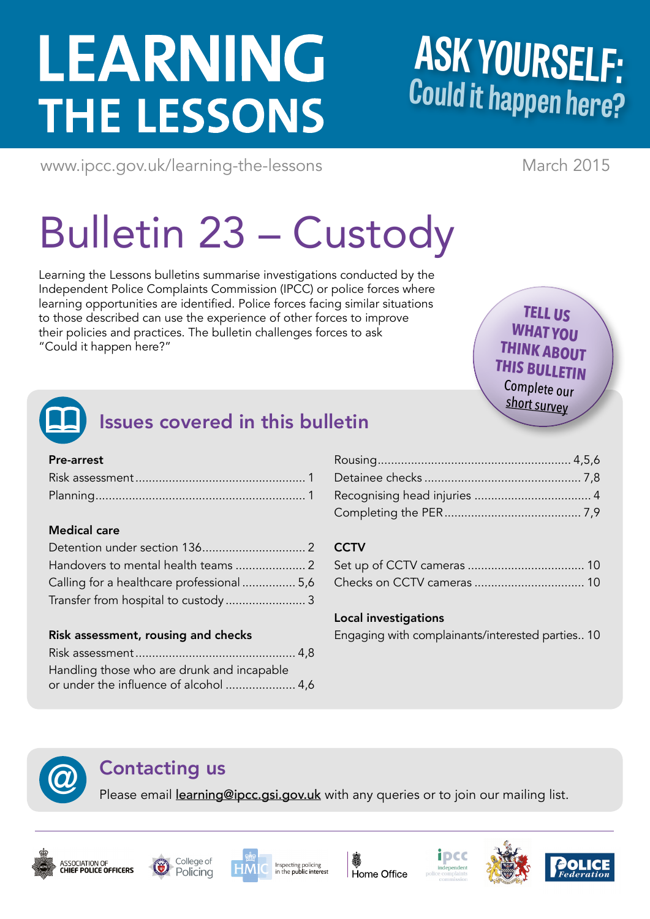# LEARNING THE LESSONS

**ASK YOURSELF:** Could it happen here?

www.ipcc.gov.uk/learning-the-lessons

March 2015

# Bulletin 23 – Custody

Learning the Lessons bulletins summarise investigations conducted by the Independent Police Complaints Commission (IPCC) or police forces where learning opportunities are identified. Police forces facing similar situations to those described can use the experience of other forces to improve their policies and practices. The bulletin challenges forces to ask "Could it happen here?"

**TELL US WHAT YOU THINK ABOUT THIS BULLETIN**
Complete our short survey

## Issues covered in this bulletin

**Pre-arrest**

| | |
|---|---|
| Risk assessment | 1 |
| Planning | 1 |

**Medical care**

| | |
|---|---|
| Detention under section 136 | 2 |
| Handovers to mental health teams | 2 |
| Calling for a healthcare professional | 5,6 |
| Transfer from hospital to custody | 3 |

**Risk assessment, rousing and checks**

| | |
|---|---|
| Risk assessment | 4,8 |
| Handling those who are drunk and incapable or under the influence of alcohol | 4,6 |
| Rousing | 4,5,6 |
| Detainee checks | 7,8 |
| Recognising head injuries | 4 |
| Completing the PER | 7,9 |

**CCTV**

| | |
|---|---|
| Set up of CCTV cameras | 10 |
| Checks on CCTV cameras | 10 |

**Local investigations**

| | |
|---|---|
| Engaging with complainants/interested parties | 10 |

## Contacting us

Please email learning@ipcc.gsi.gov.uk with any queries or to join our mailing list.

Association of Chief Police Officers | College of Policing | HMIC Inspecting policing in the public interest | Home Office | ipcc independent police complaints commission | Police Federation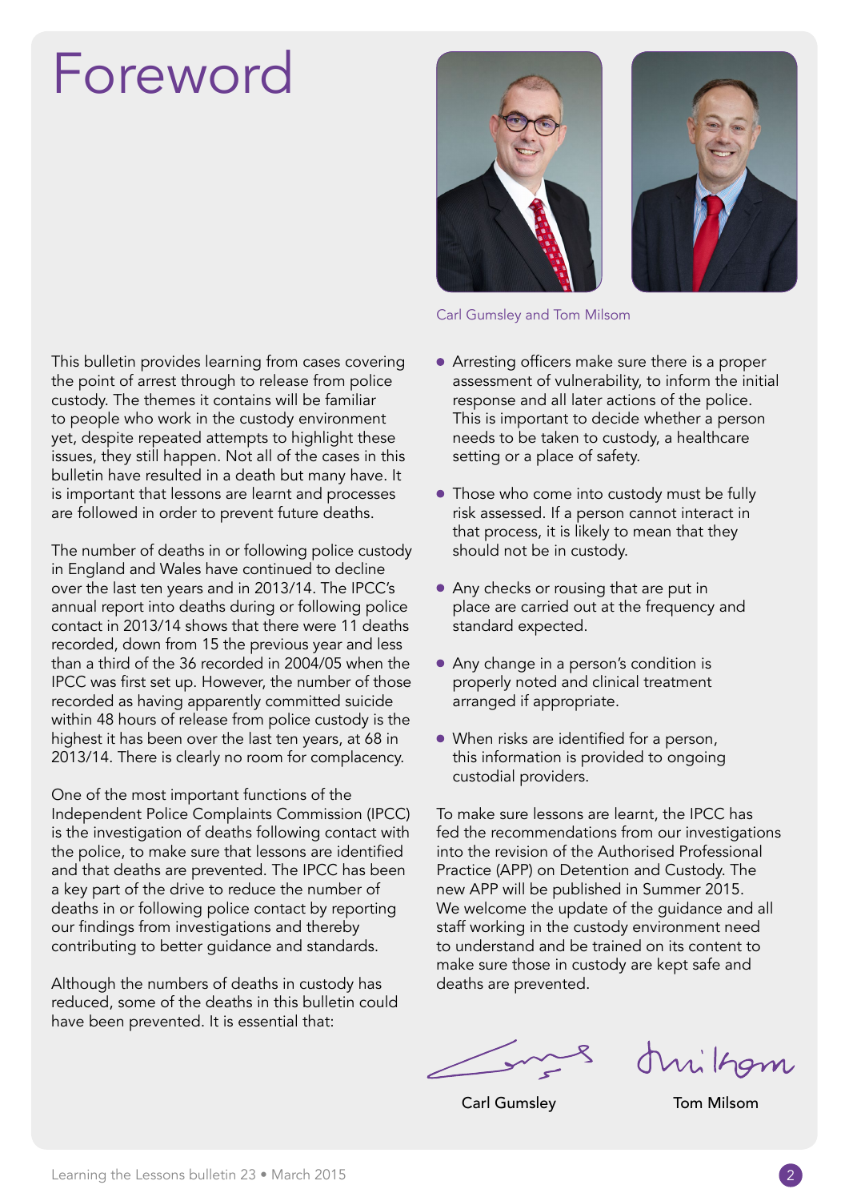# Foreword

Carl Gumsley and Tom Milsom

This bulletin provides learning from cases covering the point of arrest through to release from police custody. The themes it contains will be familiar to people who work in the custody environment yet, despite repeated attempts to highlight these issues, they still happen. Not all of the cases in this bulletin have resulted in a death but many have. It is important that lessons are learnt and processes are followed in order to prevent future deaths.

The number of deaths in or following police custody in England and Wales have continued to decline over the last ten years and in 2013/14. The IPCC's annual report into deaths during or following police contact in 2013/14 shows that there were 11 deaths recorded, down from 15 the previous year and less than a third of the 36 recorded in 2004/05 when the IPCC was first set up. However, the number of those recorded as having apparently committed suicide within 48 hours of release from police custody is the highest it has been over the last ten years, at 68 in 2013/14. There is clearly no room for complacency.

One of the most important functions of the Independent Police Complaints Commission (IPCC) is the investigation of deaths following contact with the police, to make sure that lessons are identified and that deaths are prevented. The IPCC has been a key part of the drive to reduce the number of deaths in or following police contact by reporting our findings from investigations and thereby contributing to better guidance and standards.

Although the numbers of deaths in custody has reduced, some of the deaths in this bulletin could have been prevented. It is essential that:

- Arresting officers make sure there is a proper assessment of vulnerability, to inform the initial response and all later actions of the police. This is important to decide whether a person needs to be taken to custody, a healthcare setting or a place of safety.
- Those who come into custody must be fully risk assessed. If a person cannot interact in that process, it is likely to mean that they should not be in custody.
- Any checks or rousing that are put in place are carried out at the frequency and standard expected.
- Any change in a person's condition is properly noted and clinical treatment arranged if appropriate.
- When risks are identified for a person, this information is provided to ongoing custodial providers.

To make sure lessons are learnt, the IPCC has fed the recommendations from our investigations into the revision of the Authorised Professional Practice (APP) on Detention and Custody. The new APP will be published in Summer 2015. We welcome the update of the guidance and all staff working in the custody environment need to understand and be trained on its content to make sure those in custody are kept safe and deaths are prevented.

Carl Gumsley

Tom Milsom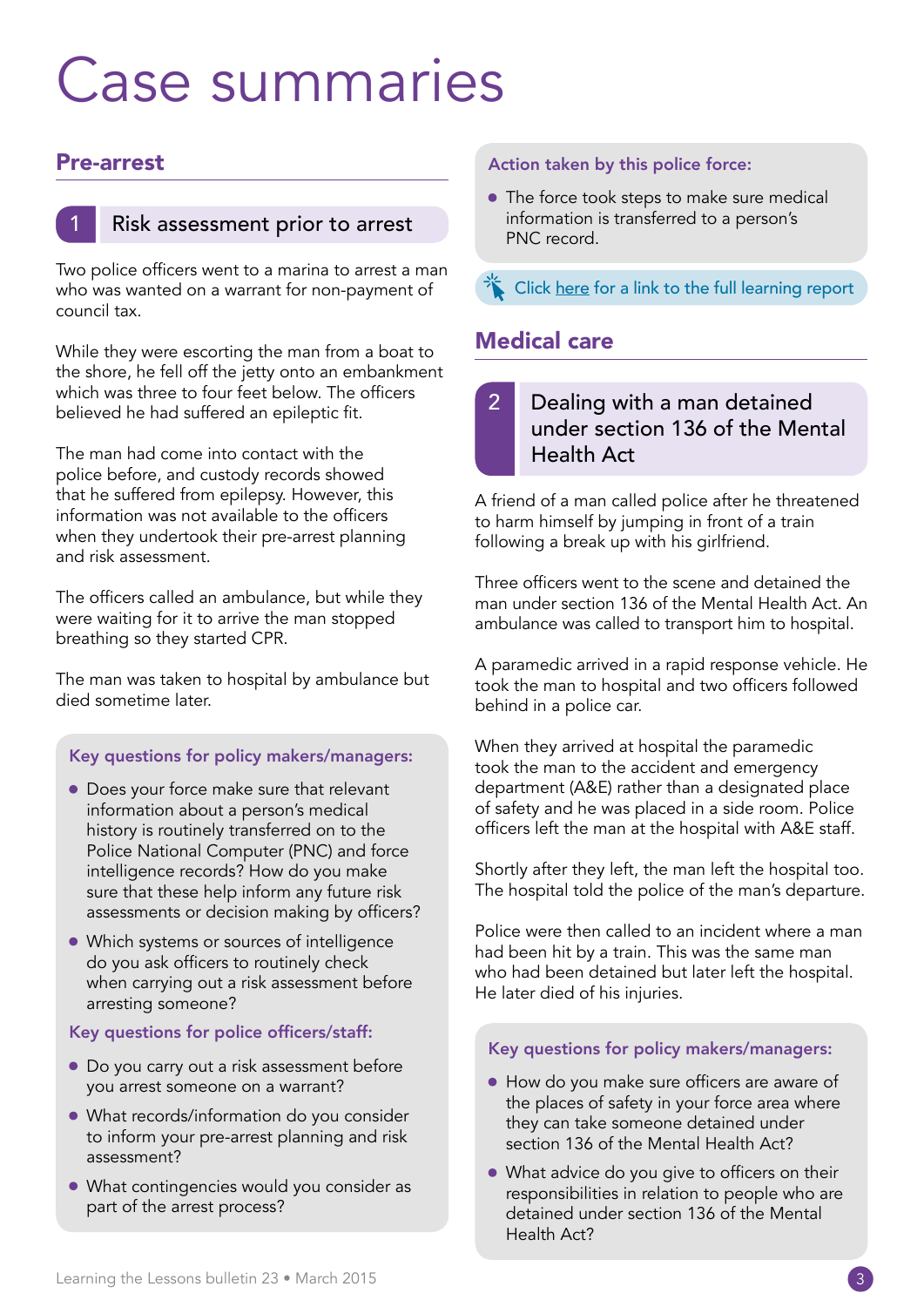# Case summaries

## Pre-arrest

### 1 Risk assessment prior to arrest

Two police officers went to a marina to arrest a man who was wanted on a warrant for non-payment of council tax.

While they were escorting the man from a boat to the shore, he fell off the jetty onto an embankment which was three to four feet below. The officers believed he had suffered an epileptic fit.

The man had come into contact with the police before, and custody records showed that he suffered from epilepsy. However, this information was not available to the officers when they undertook their pre-arrest planning and risk assessment.

The officers called an ambulance, but while they were waiting for it to arrive the man stopped breathing so they started CPR.

The man was taken to hospital by ambulance but died sometime later.

**Key questions for policy makers/managers:**

- Does your force make sure that relevant information about a person's medical history is routinely transferred on to the Police National Computer (PNC) and force intelligence records? How do you make sure that these help inform any future risk assessments or decision making by officers?
- Which systems or sources of intelligence do you ask officers to routinely check when carrying out a risk assessment before arresting someone?

**Key questions for police officers/staff:**

- Do you carry out a risk assessment before you arrest someone on a warrant?
- What records/information do you consider to inform your pre-arrest planning and risk assessment?
- What contingencies would you consider as part of the arrest process?

**Action taken by this police force:**

- The force took steps to make sure medical information is transferred to a person's PNC record.

Click here for a link to the full learning report

## Medical care

### 2 Dealing with a man detained under section 136 of the Mental Health Act

A friend of a man called police after he threatened to harm himself by jumping in front of a train following a break up with his girlfriend.

Three officers went to the scene and detained the man under section 136 of the Mental Health Act. An ambulance was called to transport him to hospital.

A paramedic arrived in a rapid response vehicle. He took the man to hospital and two officers followed behind in a police car.

When they arrived at hospital the paramedic took the man to the accident and emergency department (A&E) rather than a designated place of safety and he was placed in a side room. Police officers left the man at the hospital with A&E staff.

Shortly after they left, the man left the hospital too. The hospital told the police of the man's departure.

Police were then called to an incident where a man had been hit by a train. This was the same man who had been detained but later left the hospital. He later died of his injuries.

**Key questions for policy makers/managers:**

- How do you make sure officers are aware of the places of safety in your force area where they can take someone detained under section 136 of the Mental Health Act?
- What advice do you give to officers on their responsibilities in relation to people who are detained under section 136 of the Mental Health Act?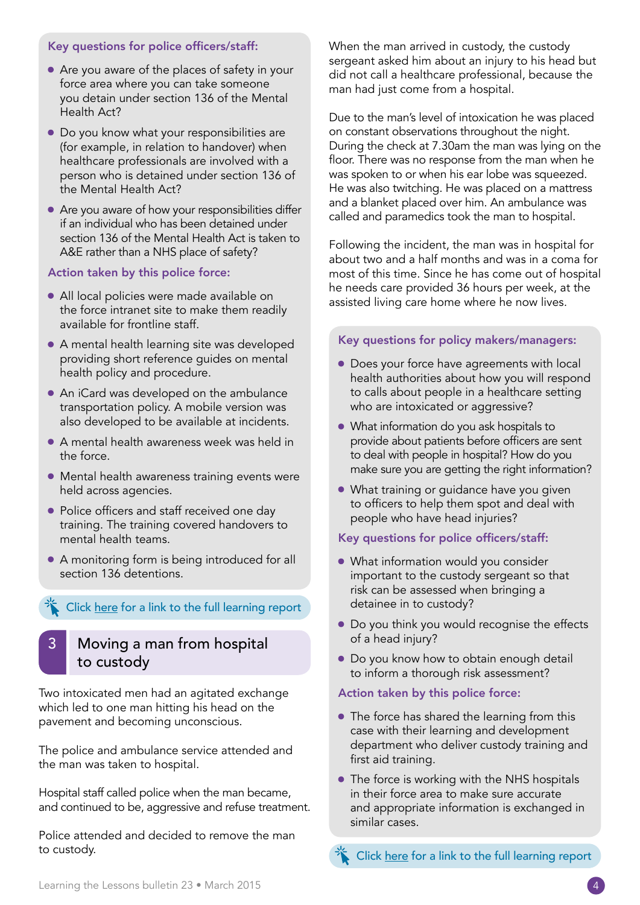### Key questions for police officers/staff:

- Are you aware of the places of safety in your force area where you can take someone you detain under section 136 of the Mental Health Act?
- Do you know what your responsibilities are (for example, in relation to handover) when healthcare professionals are involved with a person who is detained under section 136 of the Mental Health Act?
- Are you aware of how your responsibilities differ if an individual who has been detained under section 136 of the Mental Health Act is taken to A&E rather than a NHS place of safety?

### Action taken by this police force:

- All local policies were made available on the force intranet site to make them readily available for frontline staff.
- A mental health learning site was developed providing short reference guides on mental health policy and procedure.
- An iCard was developed on the ambulance transportation policy. A mobile version was also developed to be available at incidents.
- A mental health awareness week was held in the force.
- Mental health awareness training events were held across agencies.
- Police officers and staff received one day training. The training covered handovers to mental health teams.
- A monitoring form is being introduced for all section 136 detentions.

Click here for a link to the full learning report

## 3 Moving a man from hospital to custody

Two intoxicated men had an agitated exchange which led to one man hitting his head on the pavement and becoming unconscious.

The police and ambulance service attended and the man was taken to hospital.

Hospital staff called police when the man became, and continued to be, aggressive and refuse treatment.

Police attended and decided to remove the man to custody.

When the man arrived in custody, the custody sergeant asked him about an injury to his head but did not call a healthcare professional, because the man had just come from a hospital.

Due to the man's level of intoxication he was placed on constant observations throughout the night. During the check at 7.30am the man was lying on the floor. There was no response from the man when he was spoken to or when his ear lobe was squeezed. He was also twitching. He was placed on a mattress and a blanket placed over him. An ambulance was called and paramedics took the man to hospital.

Following the incident, the man was in hospital for about two and a half months and was in a coma for most of this time. Since he has come out of hospital he needs care provided 36 hours per week, at the assisted living care home where he now lives.

### Key questions for policy makers/managers:

- Does your force have agreements with local health authorities about how you will respond to calls about people in a healthcare setting who are intoxicated or aggressive?
- What information do you ask hospitals to provide about patients before officers are sent to deal with people in hospital? How do you make sure you are getting the right information?
- What training or guidance have you given to officers to help them spot and deal with people who have head injuries?

### Key questions for police officers/staff:

- What information would you consider important to the custody sergeant so that risk can be assessed when bringing a detainee in to custody?
- Do you think you would recognise the effects of a head injury?
- Do you know how to obtain enough detail to inform a thorough risk assessment?

### Action taken by this police force:

- The force has shared the learning from this case with their learning and development department who deliver custody training and first aid training.
- The force is working with the NHS hospitals in their force area to make sure accurate and appropriate information is exchanged in similar cases.

Click here for a link to the full learning report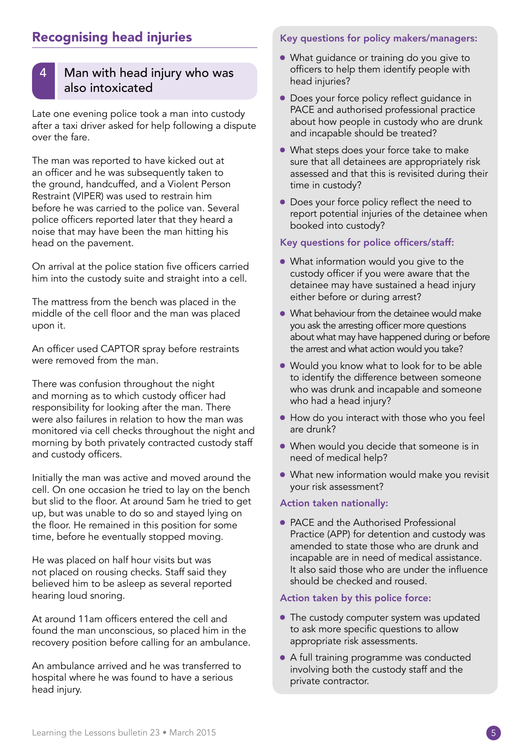## Recognising head injuries

### 4 Man with head injury who was also intoxicated

Late one evening police took a man into custody after a taxi driver asked for help following a dispute over the fare.

The man was reported to have kicked out at an officer and he was subsequently taken to the ground, handcuffed, and a Violent Person Restraint (VIPER) was used to restrain him before he was carried to the police van. Several police officers reported later that they heard a noise that may have been the man hitting his head on the pavement.

On arrival at the police station five officers carried him into the custody suite and straight into a cell.

The mattress from the bench was placed in the middle of the cell floor and the man was placed upon it.

An officer used CAPTOR spray before restraints were removed from the man.

There was confusion throughout the night and morning as to which custody officer had responsibility for looking after the man. There were also failures in relation to how the man was monitored via cell checks throughout the night and morning by both privately contracted custody staff and custody officers.

Initially the man was active and moved around the cell. On one occasion he tried to lay on the bench but slid to the floor. At around 5am he tried to get up, but was unable to do so and stayed lying on the floor. He remained in this position for some time, before he eventually stopped moving.

He was placed on half hour visits but was not placed on rousing checks. Staff said they believed him to be asleep as several reported hearing loud snoring.

At around 11am officers entered the cell and found the man unconscious, so placed him in the recovery position before calling for an ambulance.

An ambulance arrived and he was transferred to hospital where he was found to have a serious head injury.

### Key questions for policy makers/managers:

- What guidance or training do you give to officers to help them identify people with head injuries?
- Does your force policy reflect guidance in PACE and authorised professional practice about how people in custody who are drunk and incapable should be treated?
- What steps does your force take to make sure that all detainees are appropriately risk assessed and that this is revisited during their time in custody?
- Does your force policy reflect the need to report potential injuries of the detainee when booked into custody?

### Key questions for police officers/staff:

- What information would you give to the custody officer if you were aware that the detainee may have sustained a head injury either before or during arrest?
- What behaviour from the detainee would make you ask the arresting officer more questions about what may have happened during or before the arrest and what action would you take?
- Would you know what to look for to be able to identify the difference between someone who was drunk and incapable and someone who had a head injury?
- How do you interact with those who you feel are drunk?
- When would you decide that someone is in need of medical help?
- What new information would make you revisit your risk assessment?

### Action taken nationally:

- PACE and the Authorised Professional Practice (APP) for detention and custody was amended to state those who are drunk and incapable are in need of medical assistance. It also said those who are under the influence should be checked and roused.

### Action taken by this police force:

- The custody computer system was updated to ask more specific questions to allow appropriate risk assessments.
- A full training programme was conducted involving both the custody staff and the private contractor.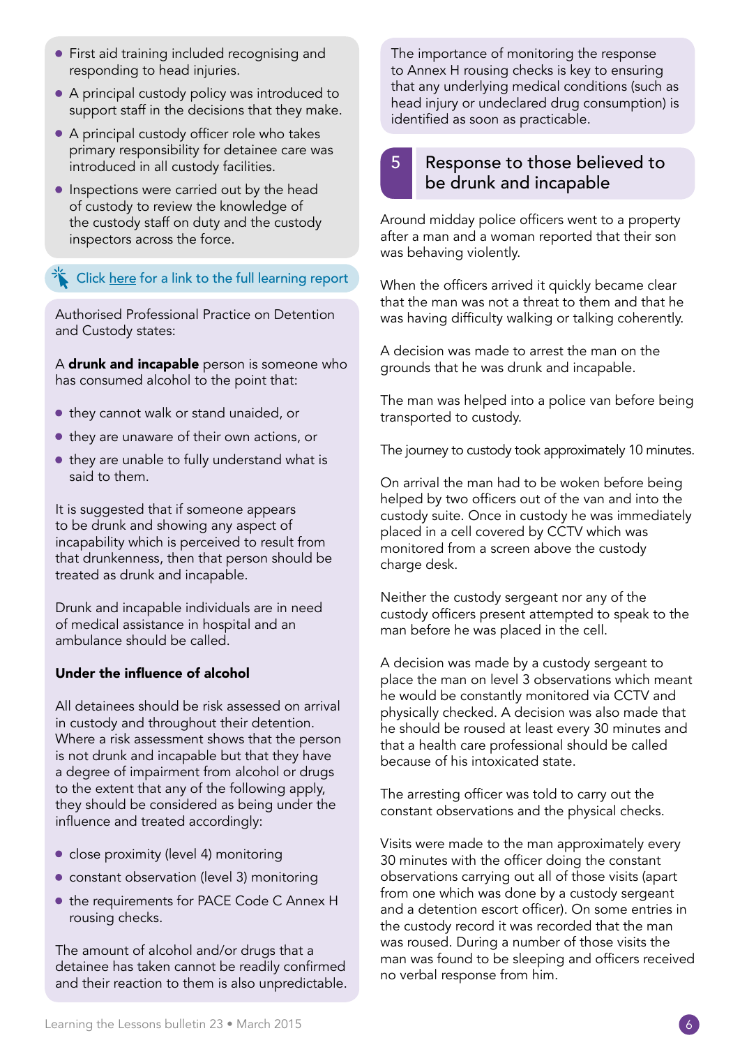- First aid training included recognising and responding to head injuries.
- A principal custody policy was introduced to support staff in the decisions that they make.
- A principal custody officer role who takes primary responsibility for detainee care was introduced in all custody facilities.
- Inspections were carried out by the head of custody to review the knowledge of the custody staff on duty and the custody inspectors across the force.

Click here for a link to the full learning report

Authorised Professional Practice on Detention and Custody states:

A **drunk and incapable** person is someone who has consumed alcohol to the point that:

- they cannot walk or stand unaided, or
- they are unaware of their own actions, or
- they are unable to fully understand what is said to them.

It is suggested that if someone appears to be drunk and showing any aspect of incapability which is perceived to result from that drunkenness, then that person should be treated as drunk and incapable.

Drunk and incapable individuals are in need of medical assistance in hospital and an ambulance should be called.

**Under the influence of alcohol**

All detainees should be risk assessed on arrival in custody and throughout their detention. Where a risk assessment shows that the person is not drunk and incapable but that they have a degree of impairment from alcohol or drugs to the extent that any of the following apply, they should be considered as being under the influence and treated accordingly:

- close proximity (level 4) monitoring
- constant observation (level 3) monitoring
- the requirements for PACE Code C Annex H rousing checks.

The amount of alcohol and/or drugs that a detainee has taken cannot be readily confirmed and their reaction to them is also unpredictable.

The importance of monitoring the response to Annex H rousing checks is key to ensuring that any underlying medical conditions (such as head injury or undeclared drug consumption) is identified as soon as practicable.

## 5 Response to those believed to be drunk and incapable

Around midday police officers went to a property after a man and a woman reported that their son was behaving violently.

When the officers arrived it quickly became clear that the man was not a threat to them and that he was having difficulty walking or talking coherently.

A decision was made to arrest the man on the grounds that he was drunk and incapable.

The man was helped into a police van before being transported to custody.

The journey to custody took approximately 10 minutes.

On arrival the man had to be woken before being helped by two officers out of the van and into the custody suite. Once in custody he was immediately placed in a cell covered by CCTV which was monitored from a screen above the custody charge desk.

Neither the custody sergeant nor any of the custody officers present attempted to speak to the man before he was placed in the cell.

A decision was made by a custody sergeant to place the man on level 3 observations which meant he would be constantly monitored via CCTV and physically checked. A decision was also made that he should be roused at least every 30 minutes and that a health care professional should be called because of his intoxicated state.

The arresting officer was told to carry out the constant observations and the physical checks.

Visits were made to the man approximately every 30 minutes with the officer doing the constant observations carrying out all of those visits (apart from one which was done by a custody sergeant and a detention escort officer). On some entries in the custody record it was recorded that the man was roused. During a number of those visits the man was found to be sleeping and officers received no verbal response from him.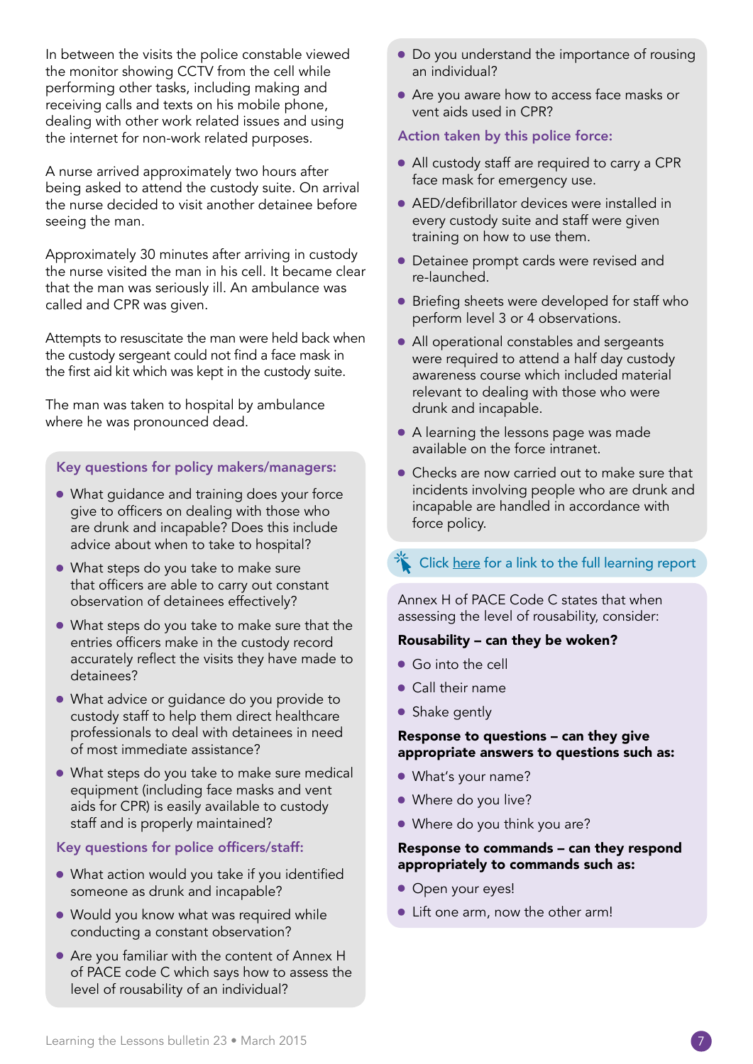In between the visits the police constable viewed the monitor showing CCTV from the cell while performing other tasks, including making and receiving calls and texts on his mobile phone, dealing with other work related issues and using the internet for non-work related purposes.

A nurse arrived approximately two hours after being asked to attend the custody suite. On arrival the nurse decided to visit another detainee before seeing the man.

Approximately 30 minutes after arriving in custody the nurse visited the man in his cell. It became clear that the man was seriously ill. An ambulance was called and CPR was given.

Attempts to resuscitate the man were held back when the custody sergeant could not find a face mask in the first aid kit which was kept in the custody suite.

The man was taken to hospital by ambulance where he was pronounced dead.

### Key questions for policy makers/managers:

- What guidance and training does your force give to officers on dealing with those who are drunk and incapable? Does this include advice about when to take to hospital?
- What steps do you take to make sure that officers are able to carry out constant observation of detainees effectively?
- What steps do you take to make sure that the entries officers make in the custody record accurately reflect the visits they have made to detainees?
- What advice or guidance do you provide to custody staff to help them direct healthcare professionals to deal with detainees in need of most immediate assistance?
- What steps do you take to make sure medical equipment (including face masks and vent aids for CPR) is easily available to custody staff and is properly maintained?

### Key questions for police officers/staff:

- What action would you take if you identified someone as drunk and incapable?
- Would you know what was required while conducting a constant observation?
- Are you familiar with the content of Annex H of PACE code C which says how to assess the level of rousability of an individual?
- Do you understand the importance of rousing an individual?
- Are you aware how to access face masks or vent aids used in CPR?

### Action taken by this police force:

- All custody staff are required to carry a CPR face mask for emergency use.
- AED/defibrillator devices were installed in every custody suite and staff were given training on how to use them.
- Detainee prompt cards were revised and re-launched.
- Briefing sheets were developed for staff who perform level 3 or 4 observations.
- All operational constables and sergeants were required to attend a half day custody awareness course which included material relevant to dealing with those who were drunk and incapable.
- A learning the lessons page was made available on the force intranet.
- Checks are now carried out to make sure that incidents involving people who are drunk and incapable are handled in accordance with force policy.

Click here for a link to the full learning report

Annex H of PACE Code C states that when assessing the level of rousability, consider:

**Rousability – can they be woken?**

- Go into the cell
- Call their name
- Shake gently

**Response to questions – can they give appropriate answers to questions such as:**

- What's your name?
- Where do you live?
- Where do you think you are?

**Response to commands – can they respond appropriately to commands such as:**

- Open your eyes!
- Lift one arm, now the other arm!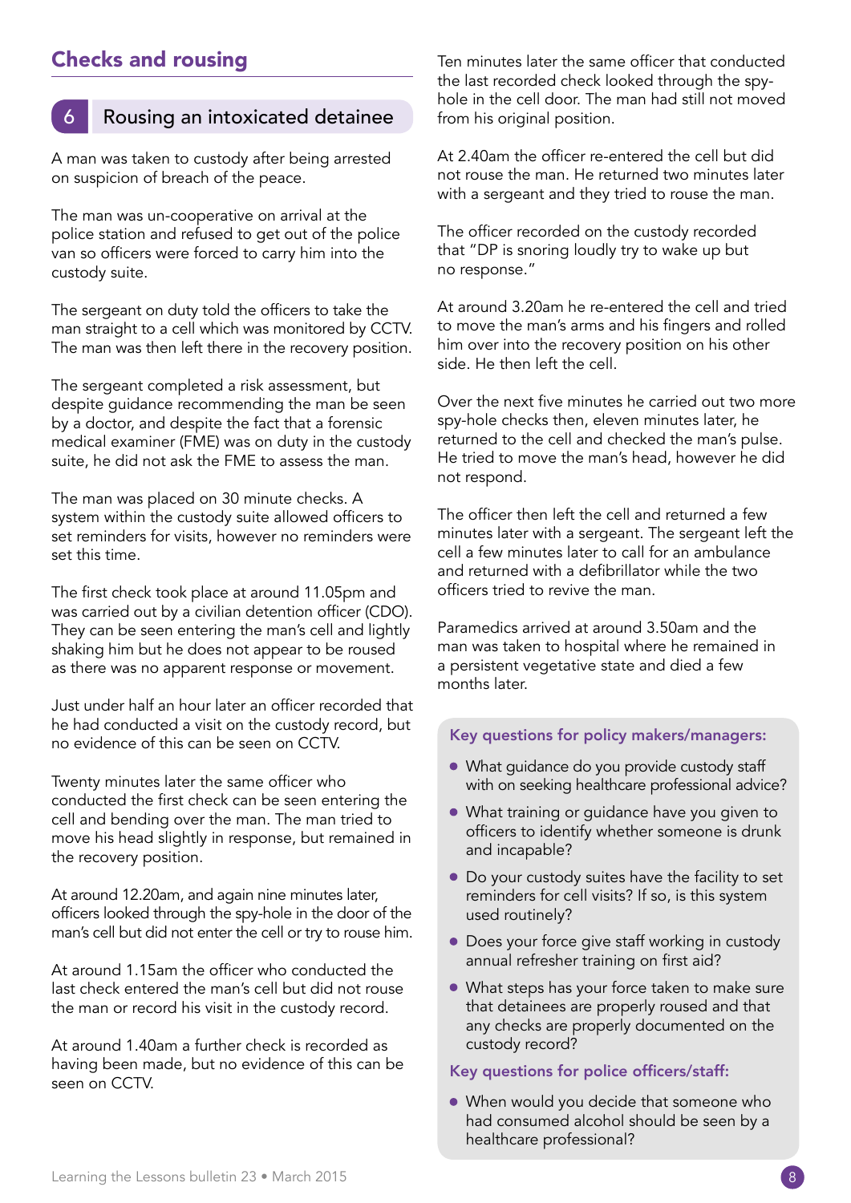## Checks and rousing

### 6 Rousing an intoxicated detainee

A man was taken to custody after being arrested on suspicion of breach of the peace.

The man was un-cooperative on arrival at the police station and refused to get out of the police van so officers were forced to carry him into the custody suite.

The sergeant on duty told the officers to take the man straight to a cell which was monitored by CCTV. The man was then left there in the recovery position.

The sergeant completed a risk assessment, but despite guidance recommending the man be seen by a doctor, and despite the fact that a forensic medical examiner (FME) was on duty in the custody suite, he did not ask the FME to assess the man.

The man was placed on 30 minute checks. A system within the custody suite allowed officers to set reminders for visits, however no reminders were set this time.

The first check took place at around 11.05pm and was carried out by a civilian detention officer (CDO). They can be seen entering the man's cell and lightly shaking him but he does not appear to be roused as there was no apparent response or movement.

Just under half an hour later an officer recorded that he had conducted a visit on the custody record, but no evidence of this can be seen on CCTV.

Twenty minutes later the same officer who conducted the first check can be seen entering the cell and bending over the man. The man tried to move his head slightly in response, but remained in the recovery position.

At around 12.20am, and again nine minutes later, officers looked through the spy-hole in the door of the man's cell but did not enter the cell or try to rouse him.

At around 1.15am the officer who conducted the last check entered the man's cell but did not rouse the man or record his visit in the custody record.

At around 1.40am a further check is recorded as having been made, but no evidence of this can be seen on CCTV.

Ten minutes later the same officer that conducted the last recorded check looked through the spy-hole in the cell door. The man had still not moved from his original position.

At 2.40am the officer re-entered the cell but did not rouse the man. He returned two minutes later with a sergeant and they tried to rouse the man.

The officer recorded on the custody recorded that "DP is snoring loudly try to wake up but no response."

At around 3.20am he re-entered the cell and tried to move the man's arms and his fingers and rolled him over into the recovery position on his other side. He then left the cell.

Over the next five minutes he carried out two more spy-hole checks then, eleven minutes later, he returned to the cell and checked the man's pulse. He tried to move the man's head, however he did not respond.

The officer then left the cell and returned a few minutes later with a sergeant. The sergeant left the cell a few minutes later to call for an ambulance and returned with a defibrillator while the two officers tried to revive the man.

Paramedics arrived at around 3.50am and the man was taken to hospital where he remained in a persistent vegetative state and died a few months later.

#### Key questions for policy makers/managers:

- What guidance do you provide custody staff with on seeking healthcare professional advice?
- What training or guidance have you given to officers to identify whether someone is drunk and incapable?
- Do your custody suites have the facility to set reminders for cell visits? If so, is this system used routinely?
- Does your force give staff working in custody annual refresher training on first aid?
- What steps has your force taken to make sure that detainees are properly roused and that any checks are properly documented on the custody record?

#### Key questions for police officers/staff:

- When would you decide that someone who had consumed alcohol should be seen by a healthcare professional?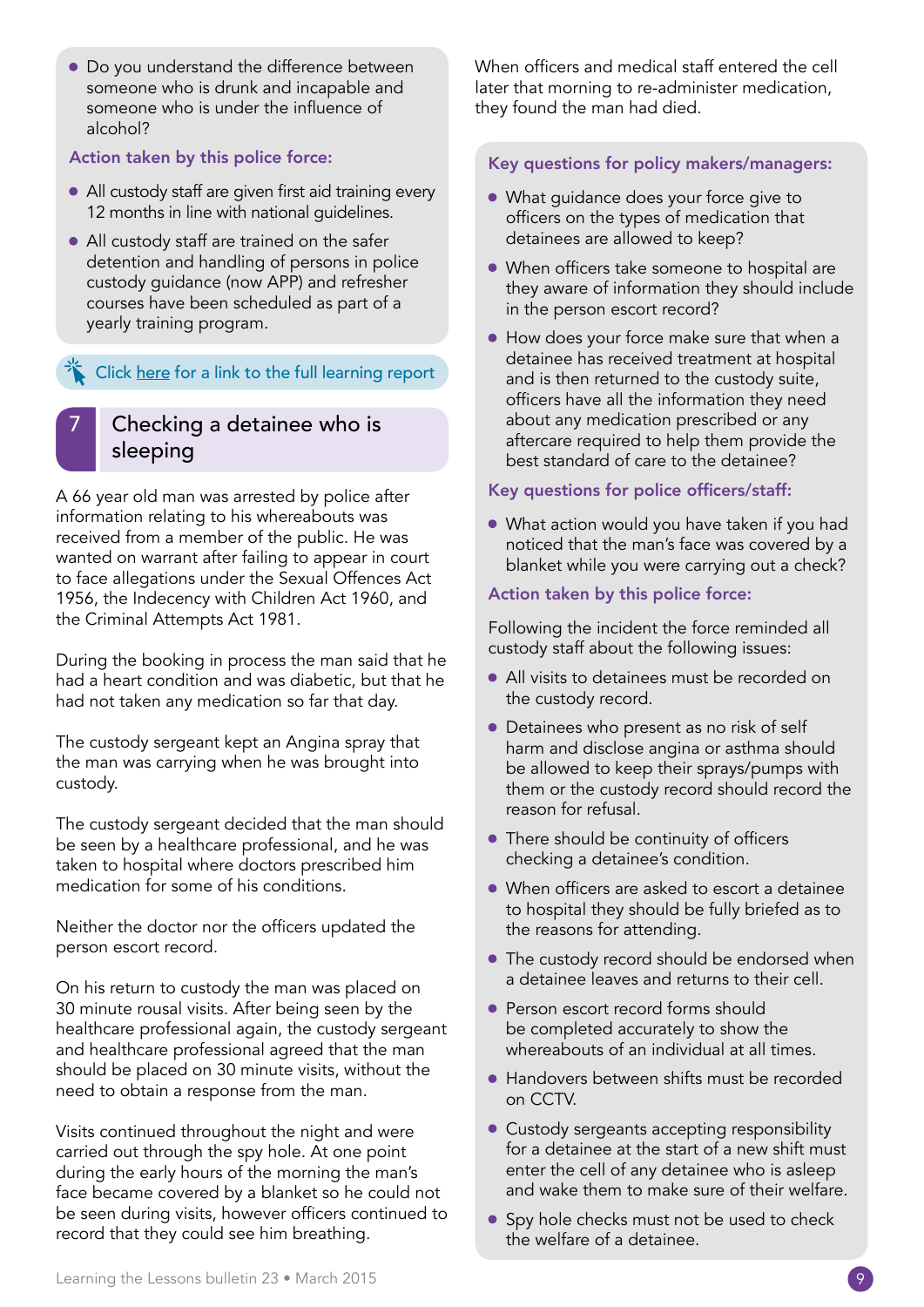- Do you understand the difference between someone who is drunk and incapable and someone who is under the influence of alcohol?

**Action taken by this police force:**

- All custody staff are given first aid training every 12 months in line with national guidelines.
- All custody staff are trained on the safer detention and handling of persons in police custody guidance (now APP) and refresher courses have been scheduled as part of a yearly training program.

Click here for a link to the full learning report

## 7 Checking a detainee who is sleeping

A 66 year old man was arrested by police after information relating to his whereabouts was received from a member of the public. He was wanted on warrant after failing to appear in court to face allegations under the Sexual Offences Act 1956, the Indecency with Children Act 1960, and the Criminal Attempts Act 1981.

During the booking in process the man said that he had a heart condition and was diabetic, but that he had not taken any medication so far that day.

The custody sergeant kept an Angina spray that the man was carrying when he was brought into custody.

The custody sergeant decided that the man should be seen by a healthcare professional, and he was taken to hospital where doctors prescribed him medication for some of his conditions.

Neither the doctor nor the officers updated the person escort record.

On his return to custody the man was placed on 30 minute rousal visits. After being seen by the healthcare professional again, the custody sergeant and healthcare professional agreed that the man should be placed on 30 minute visits, without the need to obtain a response from the man.

Visits continued throughout the night and were carried out through the spy hole. At one point during the early hours of the morning the man's face became covered by a blanket so he could not be seen during visits, however officers continued to record that they could see him breathing.

When officers and medical staff entered the cell later that morning to re-administer medication, they found the man had died.

**Key questions for policy makers/managers:**

- What guidance does your force give to officers on the types of medication that detainees are allowed to keep?
- When officers take someone to hospital are they aware of information they should include in the person escort record?
- How does your force make sure that when a detainee has received treatment at hospital and is then returned to the custody suite, officers have all the information they need about any medication prescribed or any aftercare required to help them provide the best standard of care to the detainee?

**Key questions for police officers/staff:**

- What action would you have taken if you had noticed that the man's face was covered by a blanket while you were carrying out a check?

**Action taken by this police force:**

Following the incident the force reminded all custody staff about the following issues:

- All visits to detainees must be recorded on the custody record.
- Detainees who present as no risk of self harm and disclose angina or asthma should be allowed to keep their sprays/pumps with them or the custody record should record the reason for refusal.
- There should be continuity of officers checking a detainee's condition.
- When officers are asked to escort a detainee to hospital they should be fully briefed as to the reasons for attending.
- The custody record should be endorsed when a detainee leaves and returns to their cell.
- Person escort record forms should be completed accurately to show the whereabouts of an individual at all times.
- Handovers between shifts must be recorded on CCTV.
- Custody sergeants accepting responsibility for a detainee at the start of a new shift must enter the cell of any detainee who is asleep and wake them to make sure of their welfare.
- Spy hole checks must not be used to check the welfare of a detainee.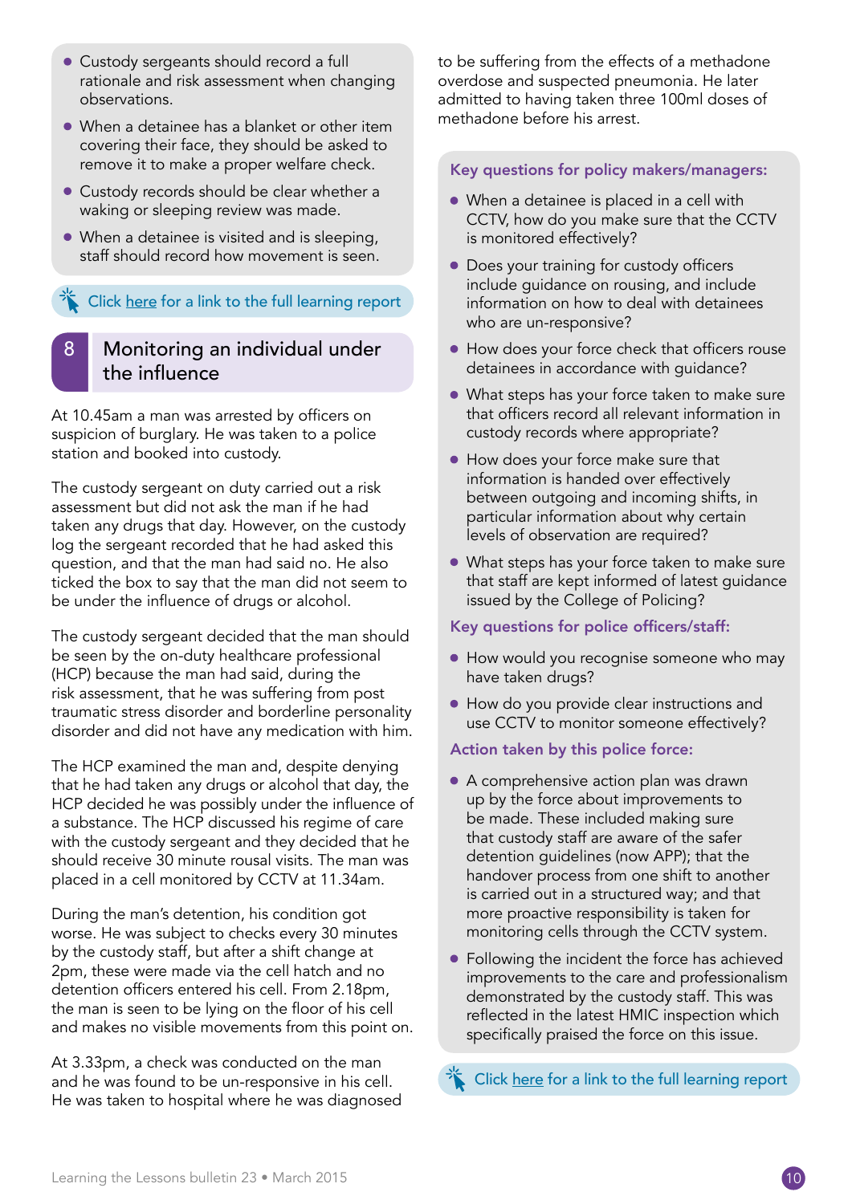- Custody sergeants should record a full rationale and risk assessment when changing observations.
- When a detainee has a blanket or other item covering their face, they should be asked to remove it to make a proper welfare check.
- Custody records should be clear whether a waking or sleeping review was made.
- When a detainee is visited and is sleeping, staff should record how movement is seen.

Click here for a link to the full learning report

## 8 Monitoring an individual under the influence

At 10.45am a man was arrested by officers on suspicion of burglary. He was taken to a police station and booked into custody.

The custody sergeant on duty carried out a risk assessment but did not ask the man if he had taken any drugs that day. However, on the custody log the sergeant recorded that he had asked this question, and that the man had said no. He also ticked the box to say that the man did not seem to be under the influence of drugs or alcohol.

The custody sergeant decided that the man should be seen by the on-duty healthcare professional (HCP) because the man had said, during the risk assessment, that he was suffering from post traumatic stress disorder and borderline personality disorder and did not have any medication with him.

The HCP examined the man and, despite denying that he had taken any drugs or alcohol that day, the HCP decided he was possibly under the influence of a substance. The HCP discussed his regime of care with the custody sergeant and they decided that he should receive 30 minute rousal visits. The man was placed in a cell monitored by CCTV at 11.34am.

During the man's detention, his condition got worse. He was subject to checks every 30 minutes by the custody staff, but after a shift change at 2pm, these were made via the cell hatch and no detention officers entered his cell. From 2.18pm, the man is seen to be lying on the floor of his cell and makes no visible movements from this point on.

At 3.33pm, a check was conducted on the man and he was found to be un-responsive in his cell. He was taken to hospital where he was diagnosed to be suffering from the effects of a methadone overdose and suspected pneumonia. He later admitted to having taken three 100ml doses of methadone before his arrest.

### Key questions for policy makers/managers:

- When a detainee is placed in a cell with CCTV, how do you make sure that the CCTV is monitored effectively?
- Does your training for custody officers include guidance on rousing, and include information on how to deal with detainees who are un-responsive?
- How does your force check that officers rouse detainees in accordance with guidance?
- What steps has your force taken to make sure that officers record all relevant information in custody records where appropriate?
- How does your force make sure that information is handed over effectively between outgoing and incoming shifts, in particular information about why certain levels of observation are required?
- What steps has your force taken to make sure that staff are kept informed of latest guidance issued by the College of Policing?

### Key questions for police officers/staff:

- How would you recognise someone who may have taken drugs?
- How do you provide clear instructions and use CCTV to monitor someone effectively?

### Action taken by this police force:

- A comprehensive action plan was drawn up by the force about improvements to be made. These included making sure that custody staff are aware of the safer detention guidelines (now APP); that the handover process from one shift to another is carried out in a structured way; and that more proactive responsibility is taken for monitoring cells through the CCTV system.
- Following the incident the force has achieved improvements to the care and professionalism demonstrated by the custody staff. This was reflected in the latest HMIC inspection which specifically praised the force on this issue.

Click here for a link to the full learning report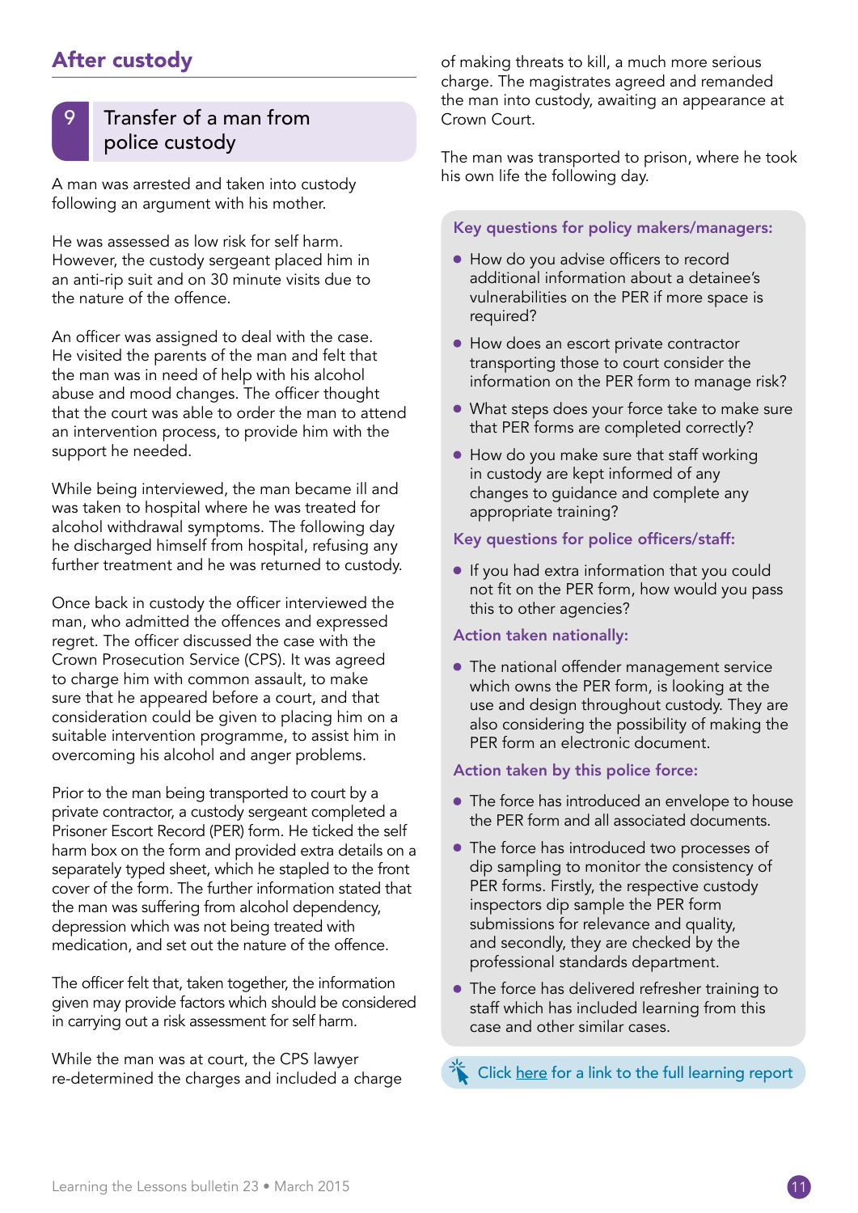## After custody

### 9 Transfer of a man from police custody

A man was arrested and taken into custody following an argument with his mother.

He was assessed as low risk for self harm. However, the custody sergeant placed him in an anti-rip suit and on 30 minute visits due to the nature of the offence.

An officer was assigned to deal with the case. He visited the parents of the man and felt that the man was in need of help with his alcohol abuse and mood changes. The officer thought that the court was able to order the man to attend an intervention process, to provide him with the support he needed.

While being interviewed, the man became ill and was taken to hospital where he was treated for alcohol withdrawal symptoms. The following day he discharged himself from hospital, refusing any further treatment and he was returned to custody.

Once back in custody the officer interviewed the man, who admitted the offences and expressed regret. The officer discussed the case with the Crown Prosecution Service (CPS). It was agreed to charge him with common assault, to make sure that he appeared before a court, and that consideration could be given to placing him on a suitable intervention programme, to assist him in overcoming his alcohol and anger problems.

Prior to the man being transported to court by a private contractor, a custody sergeant completed a Prisoner Escort Record (PER) form. He ticked the self harm box on the form and provided extra details on a separately typed sheet, which he stapled to the front cover of the form. The further information stated that the man was suffering from alcohol dependency, depression which was not being treated with medication, and set out the nature of the offence.

The officer felt that, taken together, the information given may provide factors which should be considered in carrying out a risk assessment for self harm.

While the man was at court, the CPS lawyer re-determined the charges and included a charge of making threats to kill, a much more serious charge. The magistrates agreed and remanded the man into custody, awaiting an appearance at Crown Court.

The man was transported to prison, where he took his own life the following day.

#### Key questions for policy makers/managers:

- How do you advise officers to record additional information about a detainee's vulnerabilities on the PER if more space is required?
- How does an escort private contractor transporting those to court consider the information on the PER form to manage risk?
- What steps does your force take to make sure that PER forms are completed correctly?
- How do you make sure that staff working in custody are kept informed of any changes to guidance and complete any appropriate training?

#### Key questions for police officers/staff:

- If you had extra information that you could not fit on the PER form, how would you pass this to other agencies?

#### Action taken nationally:

- The national offender management service which owns the PER form, is looking at the use and design throughout custody. They are also considering the possibility of making the PER form an electronic document.

#### Action taken by this police force:

- The force has introduced an envelope to house the PER form and all associated documents.
- The force has introduced two processes of dip sampling to monitor the consistency of PER forms. Firstly, the respective custody inspectors dip sample the PER form submissions for relevance and quality, and secondly, they are checked by the professional standards department.
- The force has delivered refresher training to staff which has included learning from this case and other similar cases.

Click here for a link to the full learning report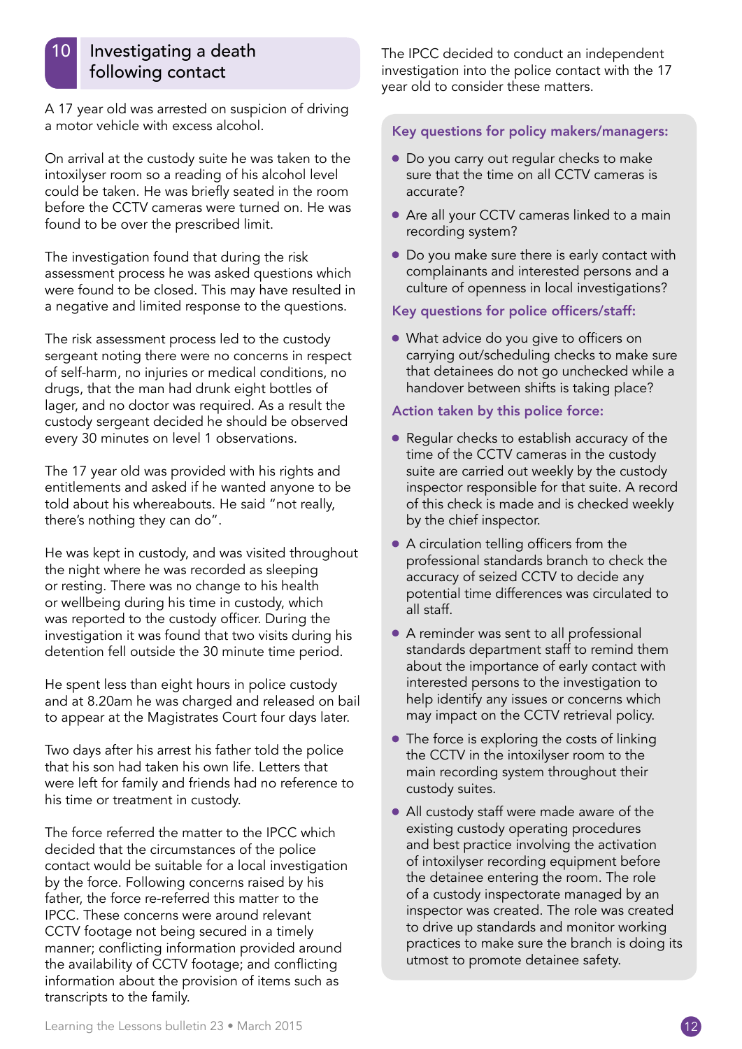## 10 Investigating a death following contact

A 17 year old was arrested on suspicion of driving a motor vehicle with excess alcohol.

On arrival at the custody suite he was taken to the intoxilyser room so a reading of his alcohol level could be taken. He was briefly seated in the room before the CCTV cameras were turned on. He was found to be over the prescribed limit.

The investigation found that during the risk assessment process he was asked questions which were found to be closed. This may have resulted in a negative and limited response to the questions.

The risk assessment process led to the custody sergeant noting there were no concerns in respect of self-harm, no injuries or medical conditions, no drugs, that the man had drunk eight bottles of lager, and no doctor was required. As a result the custody sergeant decided he should be observed every 30 minutes on level 1 observations.

The 17 year old was provided with his rights and entitlements and asked if he wanted anyone to be told about his whereabouts. He said "not really, there's nothing they can do".

He was kept in custody, and was visited throughout the night where he was recorded as sleeping or resting. There was no change to his health or wellbeing during his time in custody, which was reported to the custody officer. During the investigation it was found that two visits during his detention fell outside the 30 minute time period.

He spent less than eight hours in police custody and at 8.20am he was charged and released on bail to appear at the Magistrates Court four days later.

Two days after his arrest his father told the police that his son had taken his own life. Letters that were left for family and friends had no reference to his time or treatment in custody.

The force referred the matter to the IPCC which decided that the circumstances of the police contact would be suitable for a local investigation by the force. Following concerns raised by his father, the force re-referred this matter to the IPCC. These concerns were around relevant CCTV footage not being secured in a timely manner; conflicting information provided around the availability of CCTV footage; and conflicting information about the provision of items such as transcripts to the family.

The IPCC decided to conduct an independent investigation into the police contact with the 17 year old to consider these matters.

### Key questions for policy makers/managers:

- Do you carry out regular checks to make sure that the time on all CCTV cameras is accurate?
- Are all your CCTV cameras linked to a main recording system?
- Do you make sure there is early contact with complainants and interested persons and a culture of openness in local investigations?

### Key questions for police officers/staff:

- What advice do you give to officers on carrying out/scheduling checks to make sure that detainees do not go unchecked while a handover between shifts is taking place?

### Action taken by this police force:

- Regular checks to establish accuracy of the time of the CCTV cameras in the custody suite are carried out weekly by the custody inspector responsible for that suite. A record of this check is made and is checked weekly by the chief inspector.
- A circulation telling officers from the professional standards branch to check the accuracy of seized CCTV to decide any potential time differences was circulated to all staff.
- A reminder was sent to all professional standards department staff to remind them about the importance of early contact with interested persons to the investigation to help identify any issues or concerns which may impact on the CCTV retrieval policy.
- The force is exploring the costs of linking the CCTV in the intoxilyser room to the main recording system throughout their custody suites.
- All custody staff were made aware of the existing custody operating procedures and best practice involving the activation of intoxilyser recording equipment before the detainee entering the room. The role of a custody inspectorate managed by an inspector was created. The role was created to drive up standards and monitor working practices to make sure the branch is doing its utmost to promote detainee safety.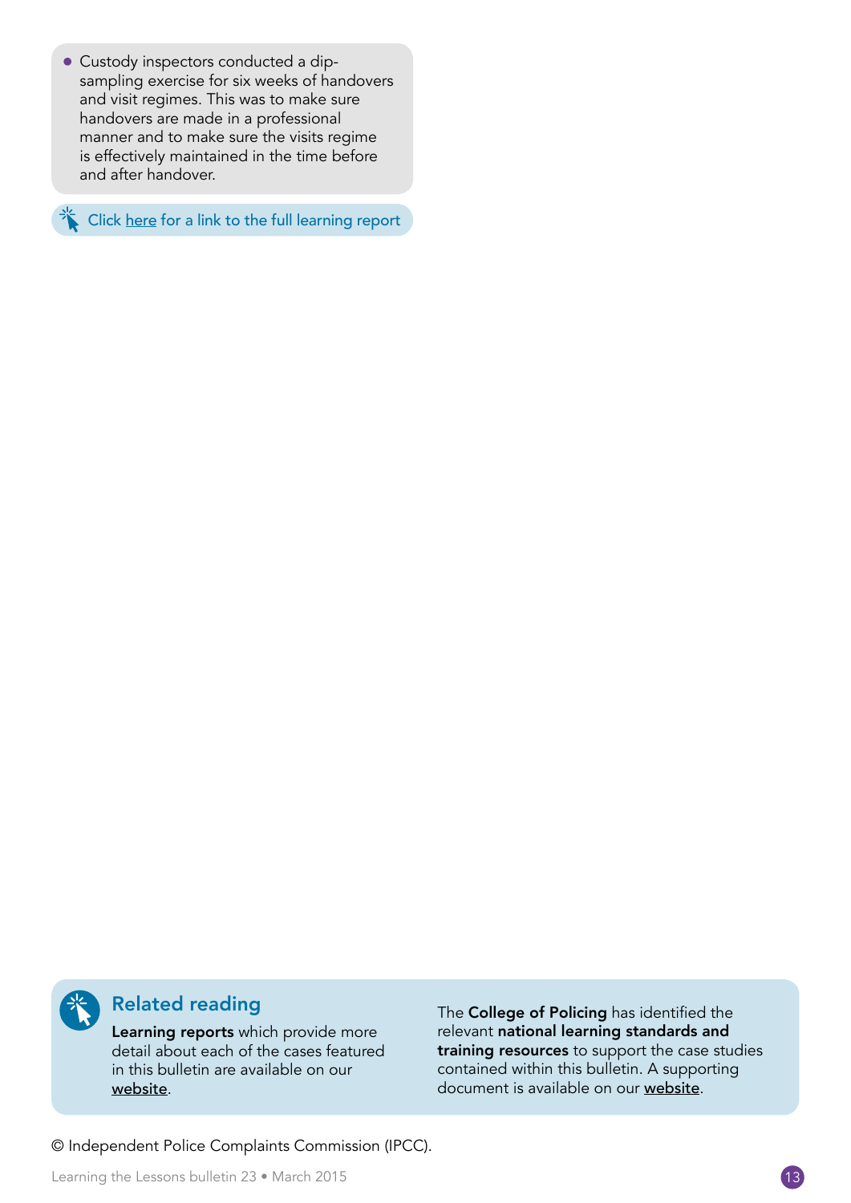- Custody inspectors conducted a dip-sampling exercise for six weeks of handovers and visit regimes. This was to make sure handovers are made in a professional manner and to make sure the visits regime is effectively maintained in the time before and after handover.

Click here for a link to the full learning report

## Related reading

**Learning reports** which provide more detail about each of the cases featured in this bulletin are available on our website.

The **College of Policing** has identified the relevant **national learning standards and training resources** to support the case studies contained within this bulletin. A supporting document is available on our website.

© Independent Police Complaints Commission (IPCC).